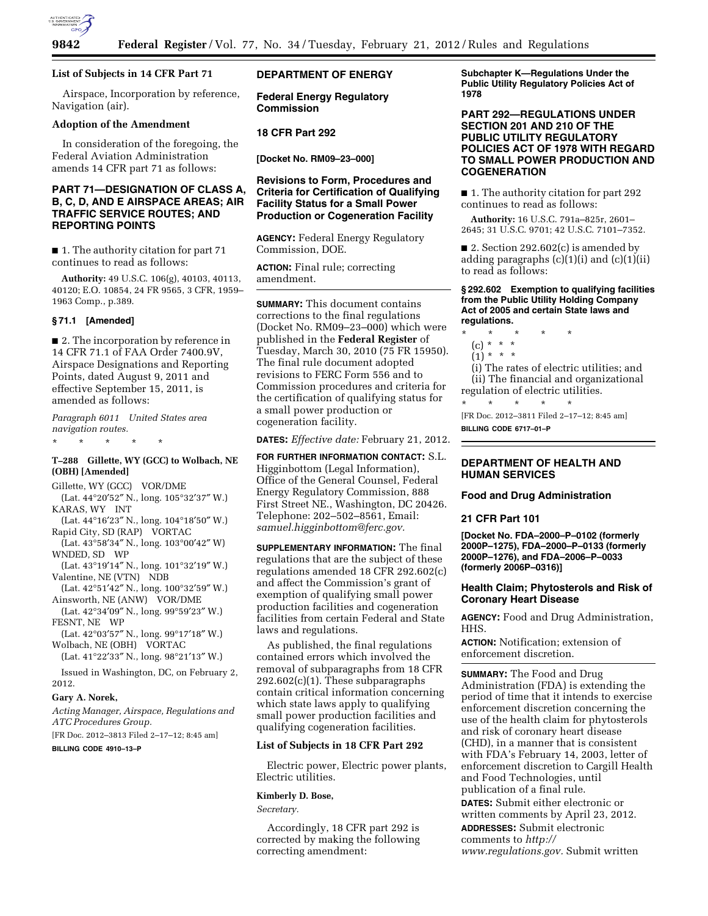## List of Subjects in 14 CFR Part 71

Airspace, Incorporation by reference, Navigation (air).

## Adoption of the Amendment

In consideration of the foregoing, the Federal Aviation Administration amends 14 CFR part 71 as follows:

## PART 71—DESIGNATION OF CLASS A, B, C, D, AND E AIRSPACE AREAS; AIR TRAFFIC SERVICE ROUTES; AND REPORTING POINTS

■ 1. The authority citation for part 71 continues to read as follows:

**Authority:** 49 U.S.C. 106(g), 40103, 40113, 40120; E.O. 10854, 24 FR 9565, 3 CFR, 1959–1963 Comp., p.389.

### § 71.1 [Amended]

■ 2. The incorporation by reference in 14 CFR 71.1 of FAA Order 7400.9V, Airspace Designations and Reporting Points, dated August 9, 2011 and effective September 15, 2011, is amended as follows:

*Paragraph 6011 United States area navigation routes.*

\* \* \* \* \*

### T–288 Gillette, WY (GCC) to Wolbach, NE (OBH) [Amended]

Gillette, WY (GCC) VOR/DME
(Lat. 44°20′52″ N., long. 105°32′37″ W.)
KARAS, WY INT
(Lat. 44°16′23″ N., long. 104°18′50″ W.)
Rapid City, SD (RAP) VORTAC
(Lat. 43°58′34″ N., long. 103°00′42″ W)
WNDED, SD WP
(Lat. 43°19′14″ N., long. 101°32′19″ W.)
Valentine, NE (VTN) NDB
(Lat. 42°51′42″ N., long. 100°32′59″ W.)
Ainsworth, NE (ANW) VOR/DME
(Lat. 42°34′09″ N., long. 99°59′23″ W.)
FESNT, NE WP
(Lat. 42°03′57″ N., long. 99°17′18″ W.)
Wolbach, NE (OBH) VORTAC
(Lat. 41°22′33″ N., long. 98°21′13″ W.)

Issued in Washington, DC, on February 2, 2012.

**Gary A. Norek,**

*Acting Manager, Airspace, Regulations and ATC Procedures Group.*

[FR Doc. 2012–3813 Filed 2–17–12; 8:45 am]

**BILLING CODE 4910–13–P**

---

## DEPARTMENT OF ENERGY

### Federal Energy Regulatory Commission

### 18 CFR Part 292

**[Docket No. RM09–23–000]**

### Revisions to Form, Procedures and Criteria for Certification of Qualifying Facility Status for a Small Power Production or Cogeneration Facility

**AGENCY:** Federal Energy Regulatory Commission, DOE.

**ACTION:** Final rule; correcting amendment.

**SUMMARY:** This document contains corrections to the final regulations (Docket No. RM09–23–000) which were published in the **Federal Register** of Tuesday, March 30, 2010 (75 FR 15950). The final rule document adopted revisions to FERC Form 556 and to Commission procedures and criteria for the certification of qualifying status for a small power production or cogeneration facility.

**DATES:** *Effective date:* February 21, 2012.

**FOR FURTHER INFORMATION CONTACT:** S.L. Higginbottom (Legal Information), Office of the General Counsel, Federal Energy Regulatory Commission, 888 First Street NE., Washington, DC 20426. Telephone: 202–502–8561, Email: *samuel.higginbottom@ferc.gov.*

**SUPPLEMENTARY INFORMATION:** The final regulations that are the subject of these regulations amended 18 CFR 292.602(c) and affect the Commission's grant of exemption of qualifying small power production facilities and cogeneration facilities from certain Federal and State laws and regulations.

As published, the final regulations contained errors which involved the removal of subparagraphs from 18 CFR 292.602(c)(1). These subparagraphs contain critical information concerning which state laws apply to qualifying small power production facilities and qualifying cogeneration facilities.

## List of Subjects in 18 CFR Part 292

Electric power, Electric power plants, Electric utilities.

**Kimberly D. Bose,**

*Secretary.*

Accordingly, 18 CFR part 292 is corrected by making the following correcting amendment:

**Subchapter K—Regulations Under the Public Utility Regulatory Policies Act of 1978**

## PART 292—REGULATIONS UNDER SECTION 201 AND 210 OF THE PUBLIC UTILITY REGULATORY POLICIES ACT OF 1978 WITH REGARD TO SMALL POWER PRODUCTION AND COGENERATION

■ 1. The authority citation for part 292 continues to read as follows:

**Authority:** 16 U.S.C. 791a–825r, 2601–2645; 31 U.S.C. 9701; 42 U.S.C. 7101–7352.

■ 2. Section 292.602(c) is amended by adding paragraphs (c)(1)(i) and (c)(1)(ii) to read as follows:

### § 292.602 Exemption to qualifying facilities from the Public Utility Holding Company Act of 2005 and certain State laws and regulations.

\* \* \* \* \*

(c) \* \* \*

(1) \* \* \*

(i) The rates of electric utilities; and

(ii) The financial and organizational regulation of electric utilities.

\* \* \* \* \*

[FR Doc. 2012–3811 Filed 2–17–12; 8:45 am]

**BILLING CODE 6717–01–P**

---

## DEPARTMENT OF HEALTH AND HUMAN SERVICES

### Food and Drug Administration

### 21 CFR Part 101

**[Docket No. FDA–2000–P–0102 (formerly 2000P–1275), FDA–2000–P–0133 (formerly 2000P–1276), and FDA–2006–P–0033 (formerly 2006P–0316)]**

### Health Claim; Phytosterols and Risk of Coronary Heart Disease

**AGENCY:** Food and Drug Administration, HHS.

**ACTION:** Notification; extension of enforcement discretion.

**SUMMARY:** The Food and Drug Administration (FDA) is extending the period of time that it intends to exercise enforcement discretion concerning the use of the health claim for phytosterols and risk of coronary heart disease (CHD), in a manner that is consistent with FDA's February 14, 2003, letter of enforcement discretion to Cargill Health and Food Technologies, until publication of a final rule.

**DATES:** Submit either electronic or written comments by April 23, 2012.

**ADDRESSES:** Submit electronic comments to *http://www.regulations.gov.* Submit written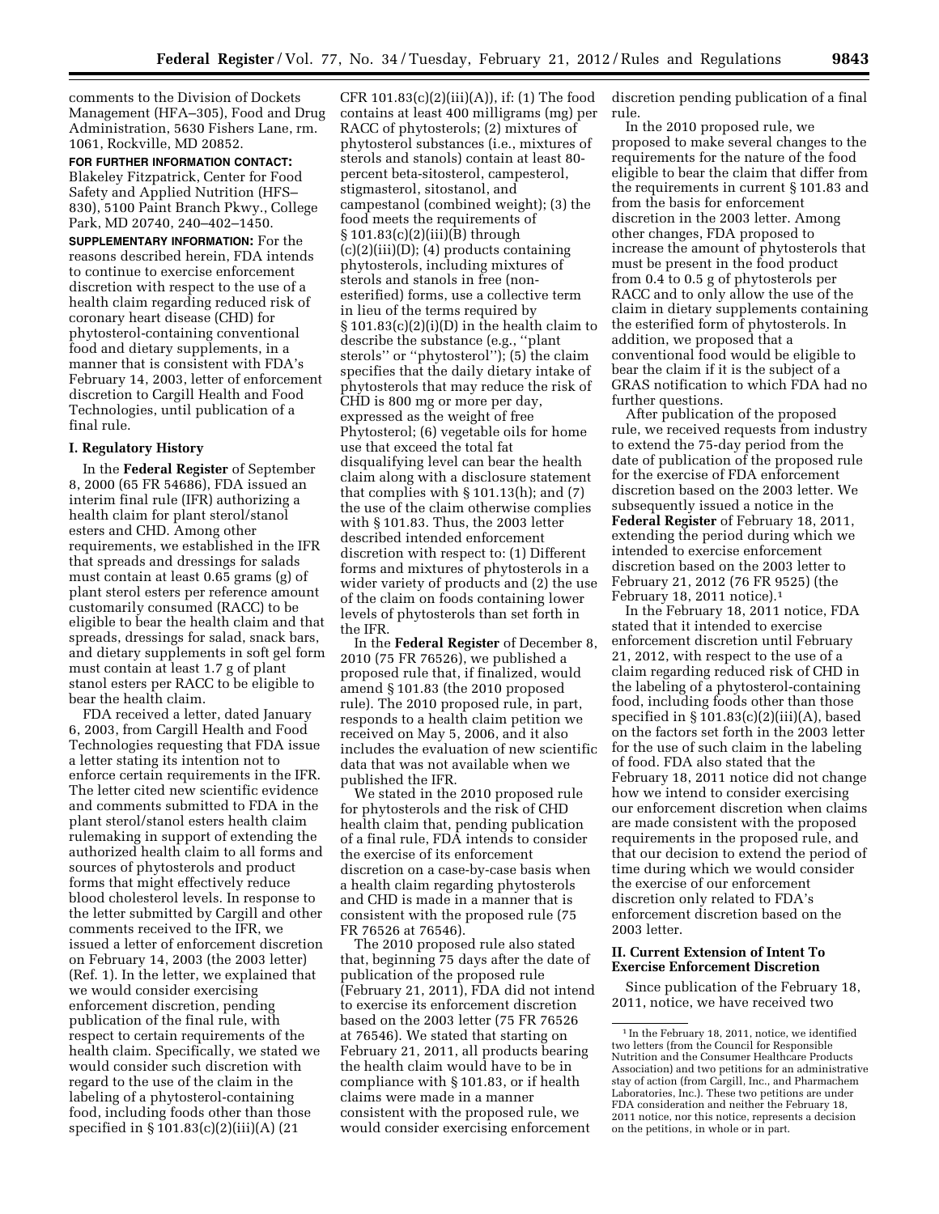comments to the Division of Dockets Management (HFA–305), Food and Drug Administration, 5630 Fishers Lane, rm. 1061, Rockville, MD 20852.

**FOR FURTHER INFORMATION CONTACT:** Blakeley Fitzpatrick, Center for Food Safety and Applied Nutrition (HFS–830), 5100 Paint Branch Pkwy., College Park, MD 20740, 240–402–1450.

**SUPPLEMENTARY INFORMATION:** For the reasons described herein, FDA intends to continue to exercise enforcement discretion with respect to the use of a health claim regarding reduced risk of coronary heart disease (CHD) for phytosterol-containing conventional food and dietary supplements, in a manner that is consistent with FDA's February 14, 2003, letter of enforcement discretion to Cargill Health and Food Technologies, until publication of a final rule.

## I. Regulatory History

In the **Federal Register** of September 8, 2000 (65 FR 54686), FDA issued an interim final rule (IFR) authorizing a health claim for plant sterol/stanol esters and CHD. Among other requirements, we established in the IFR that spreads and dressings for salads must contain at least 0.65 grams (g) of plant sterol esters per reference amount customarily consumed (RACC) to be eligible to bear the health claim and that spreads, dressings for salad, snack bars, and dietary supplements in soft gel form must contain at least 1.7 g of plant stanol esters per RACC to be eligible to bear the health claim.

FDA received a letter, dated January 6, 2003, from Cargill Health and Food Technologies requesting that FDA issue a letter stating its intention not to enforce certain requirements in the IFR. The letter cited new scientific evidence and comments submitted to FDA in the plant sterol/stanol esters health claim rulemaking in support of extending the authorized health claim to all forms and sources of phytosterols and product forms that might effectively reduce blood cholesterol levels. In response to the letter submitted by Cargill and other comments received to the IFR, we issued a letter of enforcement discretion on February 14, 2003 (the 2003 letter) (Ref. 1). In the letter, we explained that we would consider exercising enforcement discretion, pending publication of the final rule, with respect to certain requirements of the health claim. Specifically, we stated we would consider such discretion with regard to the use of the claim in the labeling of a phytosterol-containing food, including foods other than those specified in § 101.83(c)(2)(iii)(A) (21 CFR 101.83(c)(2)(iii)(A)), if: (1) The food contains at least 400 milligrams (mg) per RACC of phytosterols; (2) mixtures of phytosterol substances (i.e., mixtures of sterols and stanols) contain at least 80-percent beta-sitosterol, campesterol, stigmasterol, sitostanol, and campestanol (combined weight); (3) the food meets the requirements of § 101.83(c)(2)(iii)(B) through (c)(2)(iii)(D); (4) products containing phytosterols, including mixtures of sterols and stanols in free (non-esterified) forms, use a collective term in lieu of the terms required by § 101.83(c)(2)(i)(D) in the health claim to describe the substance (e.g., ''plant sterols'' or ''phytosterol''); (5) the claim specifies that the daily dietary intake of phytosterols that may reduce the risk of CHD is 800 mg or more per day, expressed as the weight of free Phytosterol; (6) vegetable oils for home use that exceed the total fat disqualifying level can bear the health claim along with a disclosure statement that complies with § 101.13(h); and (7) the use of the claim otherwise complies with § 101.83. Thus, the 2003 letter described intended enforcement discretion with respect to: (1) Different forms and mixtures of phytosterols in a wider variety of products and (2) the use of the claim on foods containing lower levels of phytosterols than set forth in the IFR.

In the **Federal Register** of December 8, 2010 (75 FR 76526), we published a proposed rule that, if finalized, would amend § 101.83 (the 2010 proposed rule). The 2010 proposed rule, in part, responds to a health claim petition we received on May 5, 2006, and it also includes the evaluation of new scientific data that was not available when we published the IFR.

We stated in the 2010 proposed rule for phytosterols and the risk of CHD health claim that, pending publication of a final rule, FDA intends to consider the exercise of its enforcement discretion on a case-by-case basis when a health claim regarding phytosterols and CHD is made in a manner that is consistent with the proposed rule (75 FR 76526 at 76546).

The 2010 proposed rule also stated that, beginning 75 days after the date of publication of the proposed rule (February 21, 2011), FDA did not intend to exercise its enforcement discretion based on the 2003 letter (75 FR 76526 at 76546). We stated that starting on February 21, 2011, all products bearing the health claim would have to be in compliance with § 101.83, or if health claims were made in a manner consistent with the proposed rule, we would consider exercising enforcement discretion pending publication of a final rule.

In the 2010 proposed rule, we proposed to make several changes to the requirements for the nature of the food eligible to bear the claim that differ from the requirements in current § 101.83 and from the basis for enforcement discretion in the 2003 letter. Among other changes, FDA proposed to increase the amount of phytosterols that must be present in the food product from 0.4 to 0.5 g of phytosterols per RACC and to only allow the use of the claim in dietary supplements containing the esterified form of phytosterols. In addition, we proposed that a conventional food would be eligible to bear the claim if it is the subject of a GRAS notification to which FDA had no further questions.

After publication of the proposed rule, we received requests from industry to extend the 75-day period from the date of publication of the proposed rule for the exercise of FDA enforcement discretion based on the 2003 letter. We subsequently issued a notice in the **Federal Register** of February 18, 2011, extending the period during which we intended to exercise enforcement discretion based on the 2003 letter to February 21, 2012 (76 FR 9525) (the February 18, 2011 notice).[1]

In the February 18, 2011 notice, FDA stated that it intended to exercise enforcement discretion until February 21, 2012, with respect to the use of a claim regarding reduced risk of CHD in the labeling of a phytosterol-containing food, including foods other than those specified in § 101.83(c)(2)(iii)(A), based on the factors set forth in the 2003 letter for the use of such claim in the labeling of food. FDA also stated that the February 18, 2011 notice did not change how we intend to consider exercising our enforcement discretion when claims are made consistent with the proposed requirements in the proposed rule, and that our decision to extend the period of time during which we would consider the exercise of our enforcement discretion only related to FDA's enforcement discretion based on the 2003 letter.

## II. Current Extension of Intent To Exercise Enforcement Discretion

Since publication of the February 18, 2011, notice, we have received two

[1] In the February 18, 2011, notice, we identified two letters (from the Council for Responsible Nutrition and the Consumer Healthcare Products Association) and two petitions for an administrative stay of action (from Cargill, Inc., and Pharmachem Laboratories, Inc.). These two petitions are under FDA consideration and neither the February 18, 2011 notice, nor this notice, represents a decision on the petitions, in whole or in part.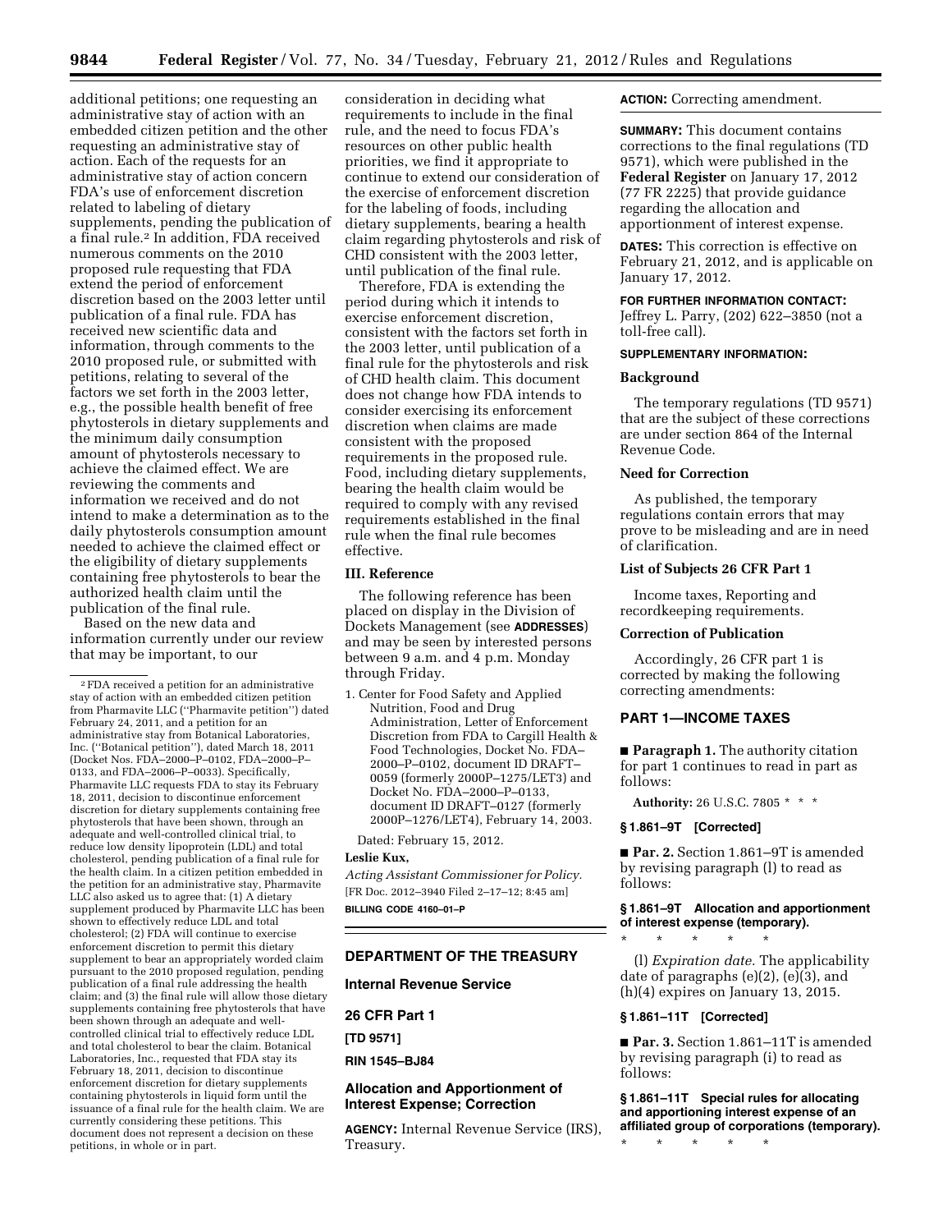additional petitions; one requesting an administrative stay of action with an embedded citizen petition and the other requesting an administrative stay of action. Each of the requests for an administrative stay of action concern FDA's use of enforcement discretion related to labeling of dietary supplements, pending the publication of a final rule.[2] In addition, FDA received numerous comments on the 2010 proposed rule requesting that FDA extend the period of enforcement discretion based on the 2003 letter until publication of a final rule. FDA has received new scientific data and information, through comments to the 2010 proposed rule, or submitted with petitions, relating to several of the factors we set forth in the 2003 letter, e.g., the possible health benefit of free phytosterols in dietary supplements and the minimum daily consumption amount of phytosterols necessary to achieve the claimed effect. We are reviewing the comments and information we received and do not intend to make a determination as to the daily phytosterols consumption amount needed to achieve the claimed effect or the eligibility of dietary supplements containing free phytosterols to bear the authorized health claim until the publication of the final rule.

Based on the new data and information currently under our review that may be important, to our consideration in deciding what requirements to include in the final rule, and the need to focus FDA's resources on other public health priorities, we find it appropriate to continue to extend our consideration of the exercise of enforcement discretion for the labeling of foods, including dietary supplements, bearing a health claim regarding phytosterols and risk of CHD consistent with the 2003 letter, until publication of the final rule.

Therefore, FDA is extending the period during which it intends to exercise enforcement discretion, consistent with the factors set forth in the 2003 letter, until publication of a final rule for the phytosterols and risk of CHD health claim. This document does not change how FDA intends to consider exercising its enforcement discretion when claims are made consistent with the proposed requirements in the proposed rule. Food, including dietary supplements, bearing the health claim would be required to comply with any revised requirements established in the final rule when the final rule becomes effective.

### III. Reference

The following reference has been placed on display in the Division of Dockets Management (see **ADDRESSES**) and may be seen by interested persons between 9 a.m. and 4 p.m. Monday through Friday.

1. Center for Food Safety and Applied Nutrition, Food and Drug Administration, Letter of Enforcement Discretion from FDA to Cargill Health & Food Technologies, Docket No. FDA–2000–P–0102, document ID DRAFT–0059 (formerly 2000P–1275/LET3) and Docket No. FDA–2000–P–0133, document ID DRAFT–0127 (formerly 2000P–1276/LET4), February 14, 2003.

Dated: February 15, 2012.

**Leslie Kux,**

*Acting Assistant Commissioner for Policy.*

[FR Doc. 2012–3940 Filed 2–17–12; 8:45 am]

**BILLING CODE 4160–01–P**

[2] FDA received a petition for an administrative stay of action with an embedded citizen petition from Pharmavite LLC (''Pharmavite petition'') dated February 24, 2011, and a petition for an administrative stay from Botanical Laboratories, Inc. (''Botanical petition''), dated March 18, 2011 (Docket Nos. FDA–2000–P–0102, FDA–2000–P–0133, and FDA–2006–P–0033). Specifically, Pharmavite LLC requests FDA to stay its February 18, 2011, decision to discontinue enforcement discretion for dietary supplements containing free phytosterols that have been shown, through an adequate and well-controlled clinical trial, to reduce low density lipoprotein (LDL) and total cholesterol, pending publication of a final rule for the health claim. In a citizen petition embedded in the petition for an administrative stay, Pharmavite LLC also asked us to agree that: (1) A dietary supplement produced by Pharmavite LLC has been shown to effectively reduce LDL and total cholesterol; (2) FDA will continue to exercise enforcement discretion to permit this dietary supplement to bear an appropriately worded claim pursuant to the 2010 proposed regulation, pending publication of a final rule addressing the health claim; and (3) the final rule will allow those dietary supplements containing free phytosterols that have been shown through an adequate and well-controlled clinical trial to effectively reduce LDL and total cholesterol to bear the claim. Botanical Laboratories, Inc., requested that FDA stay its February 18, 2011, decision to discontinue enforcement discretion for dietary supplements containing phytosterols in liquid form until the issuance of a final rule for the health claim. We are currently considering these petitions. This document does not represent a decision on these petitions, in whole or in part.

## DEPARTMENT OF THE TREASURY

## Internal Revenue Service

## 26 CFR Part 1

**[TD 9571]**

**RIN 1545–BJ84**

## Allocation and Apportionment of Interest Expense; Correction

**AGENCY:** Internal Revenue Service (IRS), Treasury.

**ACTION:** Correcting amendment.

**SUMMARY:** This document contains corrections to the final regulations (TD 9571), which were published in the **Federal Register** on January 17, 2012 (77 FR 2225) that provide guidance regarding the allocation and apportionment of interest expense.

**DATES:** This correction is effective on February 21, 2012, and is applicable on January 17, 2012.

**FOR FURTHER INFORMATION CONTACT:** Jeffrey L. Parry, (202) 622–3850 (not a toll-free call).

**SUPPLEMENTARY INFORMATION:**

### Background

The temporary regulations (TD 9571) that are the subject of these corrections are under section 864 of the Internal Revenue Code.

### Need for Correction

As published, the temporary regulations contain errors that may prove to be misleading and are in need of clarification.

### List of Subjects 26 CFR Part 1

Income taxes, Reporting and recordkeeping requirements.

### Correction of Publication

Accordingly, 26 CFR part 1 is corrected by making the following correcting amendments:

## PART 1—INCOME TAXES

■ **Paragraph 1.** The authority citation for part 1 continues to read in part as follows:

**Authority:** 26 U.S.C. 7805 * * *

### § 1.861–9T [Corrected]

■ **Par. 2.** Section 1.861–9T is amended by revising paragraph (l) to read as follows:

### § 1.861–9T Allocation and apportionment of interest expense (temporary).

\* \* \* \* \*

(l) *Expiration date.* The applicability date of paragraphs (e)(2), (e)(3), and (h)(4) expires on January 13, 2015.

### § 1.861–11T [Corrected]

■ **Par. 3.** Section 1.861–11T is amended by revising paragraph (i) to read as follows:

### § 1.861–11T Special rules for allocating and apportioning interest expense of an affiliated group of corporations (temporary).

\* \* \* \* \*